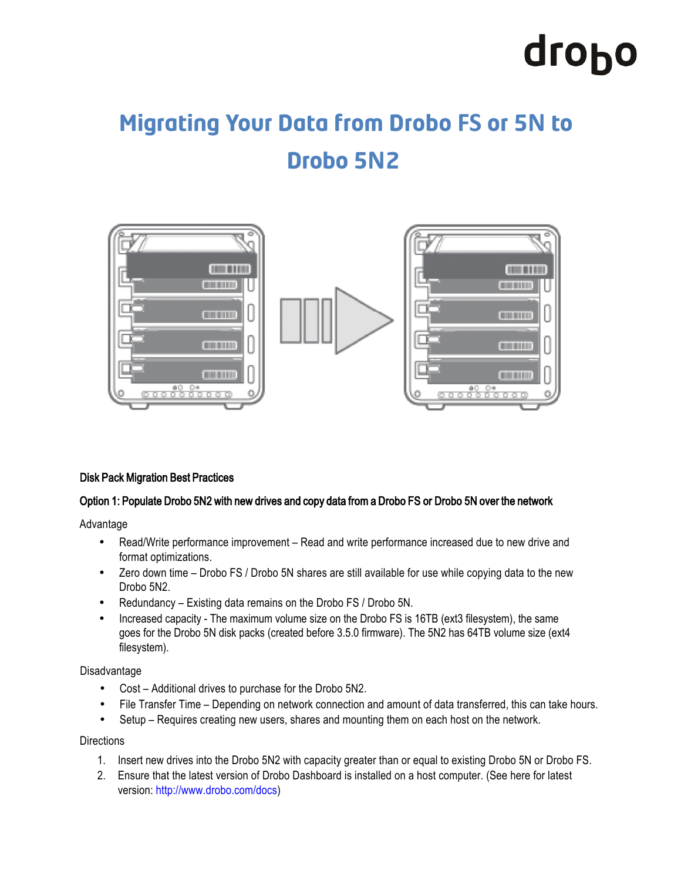# Migrating Your Data from Drobo FS or 5N to Drobo 5N2

**Disk Pack Migration Best Practices**

**Option 1: Populate Drobo 5N2 with new drives and copy data from a Drobo FS or Drobo 5N over the network**

Advantage

- Read/Write performance improvement – Read and write performance increased due to new drive and format optimizations.
- Zero down time – Drobo FS / Drobo 5N shares are still available for use while copying data to the new Drobo 5N2.
- Redundancy – Existing data remains on the Drobo FS / Drobo 5N.
- Increased capacity - The maximum volume size on the Drobo FS is 16TB (ext3 filesystem), the same goes for the Drobo 5N disk packs (created before 3.5.0 firmware). The 5N2 has 64TB volume size (ext4 filesystem).

Disadvantage

- Cost – Additional drives to purchase for the Drobo 5N2.
- File Transfer Time – Depending on network connection and amount of data transferred, this can take hours.
- Setup – Requires creating new users, shares and mounting them on each host on the network.

Directions

1. Insert new drives into the Drobo 5N2 with capacity greater than or equal to existing Drobo 5N or Drobo FS.
2. Ensure that the latest version of Drobo Dashboard is installed on a host computer. (See here for latest version: http://www.drobo.com/docs)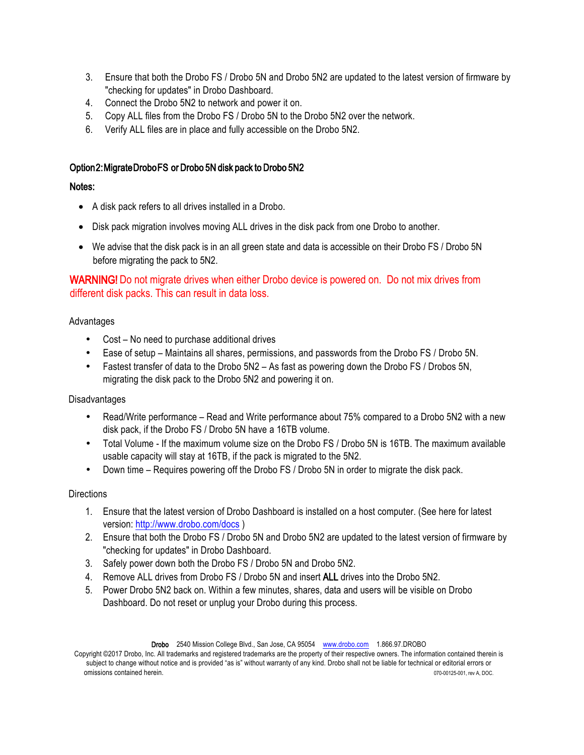3. Ensure that both the Drobo FS / Drobo 5N and Drobo 5N2 are updated to the latest version of firmware by "checking for updates" in Drobo Dashboard.
4. Connect the Drobo 5N2 to network and power it on.
5. Copy ALL files from the Drobo FS / Drobo 5N to the Drobo 5N2 over the network.
6. Verify ALL files are in place and fully accessible on the Drobo 5N2.

## Option 2: Migrate Drobo FS or Drobo 5N disk pack to Drobo 5N2

**Notes:**

- A disk pack refers to all drives installed in a Drobo.
- Disk pack migration involves moving ALL drives in the disk pack from one Drobo to another.
- We advise that the disk pack is in an all green state and data is accessible on their Drobo FS / Drobo 5N before migrating the pack to 5N2.

**WARNING!** Do not migrate drives when either Drobo device is powered on. Do not mix drives from different disk packs. This can result in data loss.

Advantages

- Cost – No need to purchase additional drives
- Ease of setup – Maintains all shares, permissions, and passwords from the Drobo FS / Drobo 5N.
- Fastest transfer of data to the Drobo 5N2 – As fast as powering down the Drobo FS / Drobos 5N, migrating the disk pack to the Drobo 5N2 and powering it on.

Disadvantages

- Read/Write performance – Read and Write performance about 75% compared to a Drobo 5N2 with a new disk pack, if the Drobo FS / Drobo 5N have a 16TB volume.
- Total Volume - If the maximum volume size on the Drobo FS / Drobo 5N is 16TB. The maximum available usable capacity will stay at 16TB, if the pack is migrated to the 5N2.
- Down time – Requires powering off the Drobo FS / Drobo 5N in order to migrate the disk pack.

Directions

1. Ensure that the latest version of Drobo Dashboard is installed on a host computer. (See here for latest version: [http://www.drobo.com/docs](http://www.drobo.com/docs) )
2. Ensure that both the Drobo FS / Drobo 5N and Drobo 5N2 are updated to the latest version of firmware by "checking for updates" in Drobo Dashboard.
3. Safely power down both the Drobo FS / Drobo 5N and Drobo 5N2.
4. Remove ALL drives from Drobo FS / Drobo 5N and insert **ALL** drives into the Drobo 5N2.
5. Power Drobo 5N2 back on. Within a few minutes, shares, data and users will be visible on Drobo Dashboard. Do not reset or unplug your Drobo during this process.

**Drobo** 2540 Mission College Blvd., San Jose, CA 95054 [www.drobo.com](http://www.drobo.com) 1.866.97.DROBO

Copyright ©2017 Drobo, Inc. All trademarks and registered trademarks are the property of their respective owners. The information contained therein is subject to change without notice and is provided "as is" without warranty of any kind. Drobo shall not be liable for technical or editorial errors or omissions contained herein. 070-00125-001, rev A, DOC.